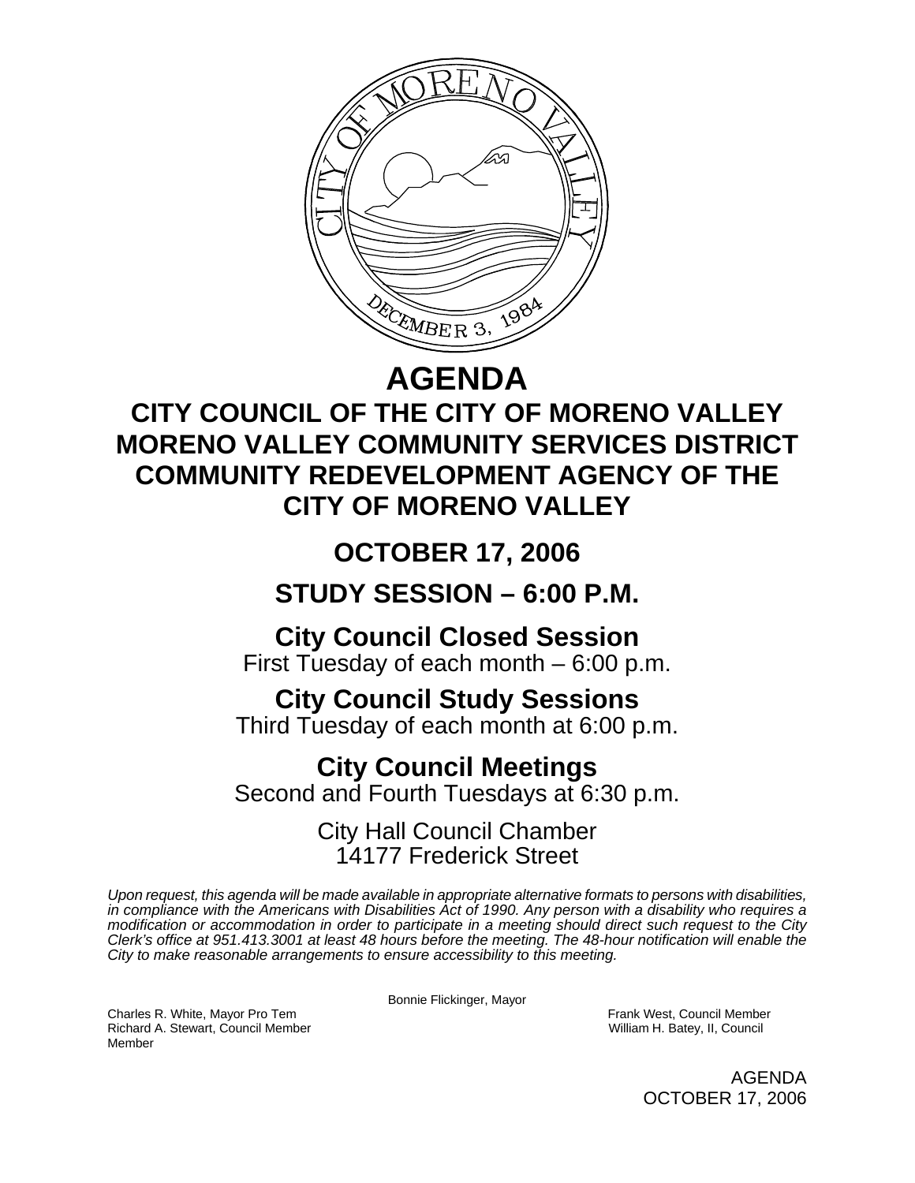# AGENDA

## CITY COUNCIL OF THE CITY OF MORENO VALLEY
## MORENO VALLEY COMMUNITY SERVICES DISTRICT
## COMMUNITY REDEVELOPMENT AGENCY OF THE CITY OF MORENO VALLEY

## OCTOBER 17, 2006

## STUDY SESSION – 6:00 P.M.

### City Council Closed Session
First Tuesday of each month – 6:00 p.m.

### City Council Study Sessions
Third Tuesday of each month at 6:00 p.m.

### City Council Meetings
Second and Fourth Tuesdays at 6:30 p.m.

City Hall Council Chamber
14177 Frederick Street

*Upon request, this agenda will be made available in appropriate alternative formats to persons with disabilities, in compliance with the Americans with Disabilities Act of 1990. Any person with a disability who requires a modification or accommodation in order to participate in a meeting should direct such request to the City Clerk's office at 951.413.3001 at least 48 hours before the meeting. The 48-hour notification will enable the City to make reasonable arrangements to ensure accessibility to this meeting.*

Bonnie Flickinger, Mayor

Charles R. White, Mayor Pro Tem
Frank West, Council Member
Richard A. Stewart, Council Member
William H. Batey, II, Council Member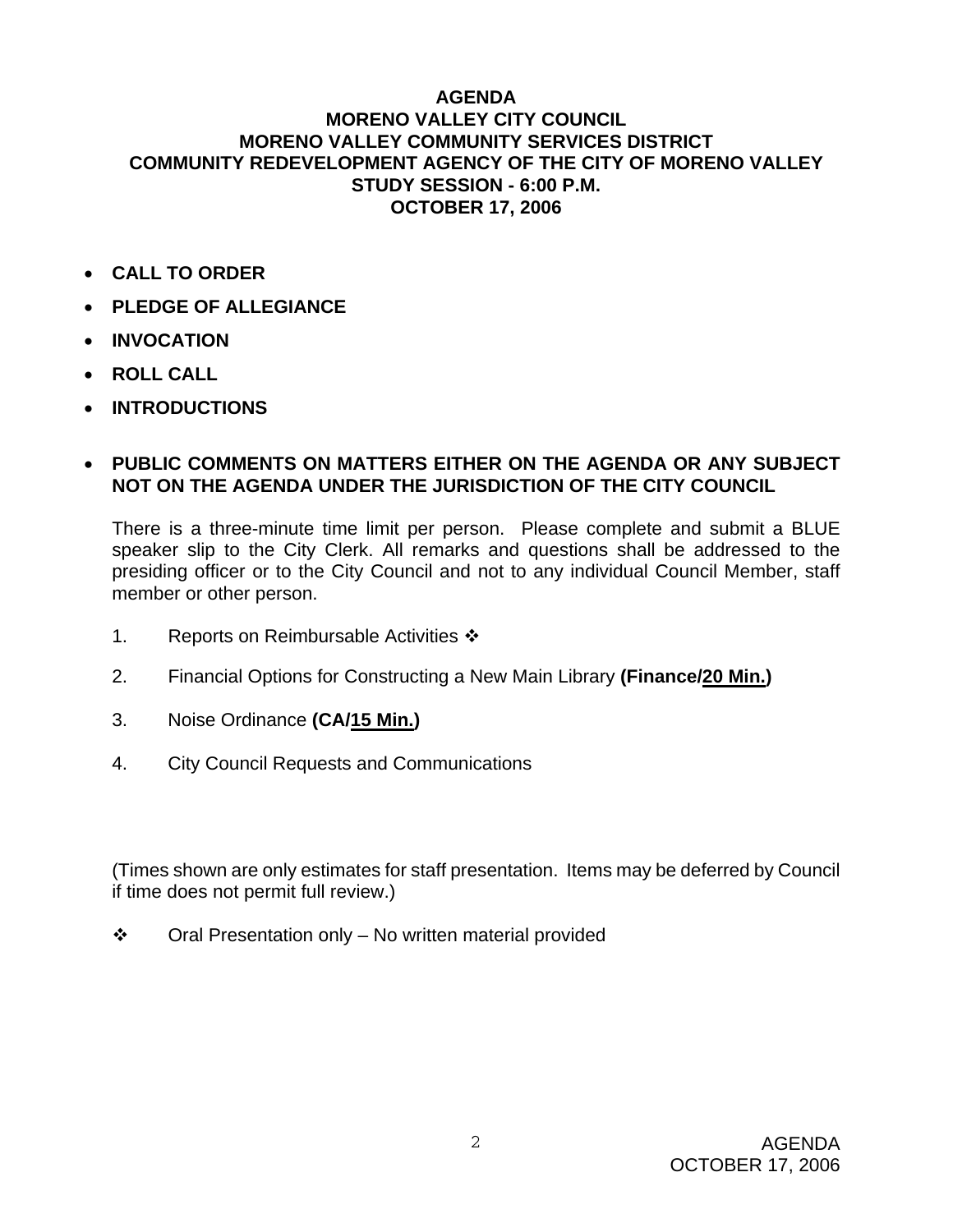**AGENDA**
**MORENO VALLEY CITY COUNCIL**
**MORENO VALLEY COMMUNITY SERVICES DISTRICT**
**COMMUNITY REDEVELOPMENT AGENCY OF THE CITY OF MORENO VALLEY**
**STUDY SESSION - 6:00 P.M.**
**OCTOBER 17, 2006**

- **CALL TO ORDER**
- **PLEDGE OF ALLEGIANCE**
- **INVOCATION**
- **ROLL CALL**
- **INTRODUCTIONS**
- **PUBLIC COMMENTS ON MATTERS EITHER ON THE AGENDA OR ANY SUBJECT NOT ON THE AGENDA UNDER THE JURISDICTION OF THE CITY COUNCIL**

  There is a three-minute time limit per person. Please complete and submit a BLUE speaker slip to the City Clerk. All remarks and questions shall be addressed to the presiding officer or to the City Council and not to any individual Council Member, staff member or other person.

  1. Reports on Reimbursable Activities ❖
  2. Financial Options for Constructing a New Main Library **(Finance/<u>20 Min.</u>)**
  3. Noise Ordinance **(CA/<u>15 Min.</u>)**
  4. City Council Requests and Communications

(Times shown are only estimates for staff presentation. Items may be deferred by Council if time does not permit full review.)

❖ Oral Presentation only – No written material provided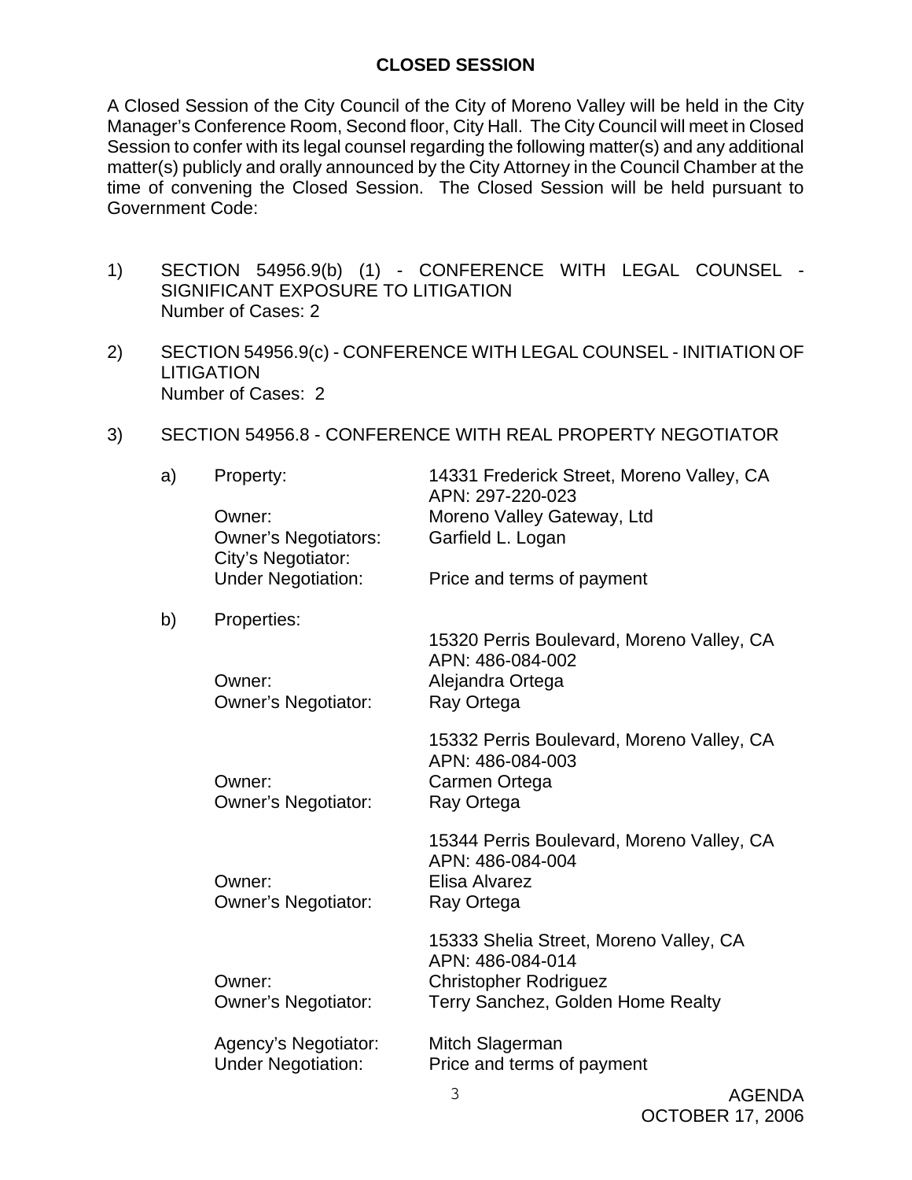## CLOSED SESSION

A Closed Session of the City Council of the City of Moreno Valley will be held in the City Manager's Conference Room, Second floor, City Hall. The City Council will meet in Closed Session to confer with its legal counsel regarding the following matter(s) and any additional matter(s) publicly and orally announced by the City Attorney in the Council Chamber at the time of convening the Closed Session. The Closed Session will be held pursuant to Government Code:

1) SECTION 54956.9(b) (1) - CONFERENCE WITH LEGAL COUNSEL - SIGNIFICANT EXPOSURE TO LITIGATION
   Number of Cases: 2

2) SECTION 54956.9(c) - CONFERENCE WITH LEGAL COUNSEL - INITIATION OF LITIGATION
   Number of Cases: 2

3) SECTION 54956.8 - CONFERENCE WITH REAL PROPERTY NEGOTIATOR

   a) Property: 14331 Frederick Street, Moreno Valley, CA
      APN: 297-220-023
      Owner: Moreno Valley Gateway, Ltd
      Owner's Negotiators: Garfield L. Logan
      City's Negotiator:
      Under Negotiation: Price and terms of payment

   b) Properties:

      15320 Perris Boulevard, Moreno Valley, CA
      APN: 486-084-002
      Owner: Alejandra Ortega
      Owner's Negotiator: Ray Ortega

      15332 Perris Boulevard, Moreno Valley, CA
      APN: 486-084-003
      Owner: Carmen Ortega
      Owner's Negotiator: Ray Ortega

      15344 Perris Boulevard, Moreno Valley, CA
      APN: 486-084-004
      Owner: Elisa Alvarez
      Owner's Negotiator: Ray Ortega

      15333 Shelia Street, Moreno Valley, CA
      APN: 486-084-014
      Owner: Christopher Rodriguez
      Owner's Negotiator: Terry Sanchez, Golden Home Realty

      Agency's Negotiator: Mitch Slagerman
      Under Negotiation: Price and terms of payment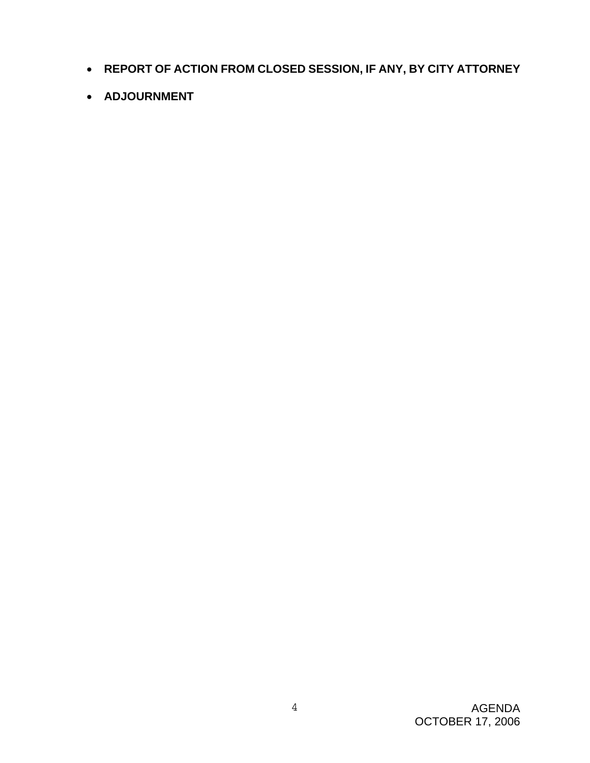- **REPORT OF ACTION FROM CLOSED SESSION, IF ANY, BY CITY ATTORNEY**
- **ADJOURNMENT**